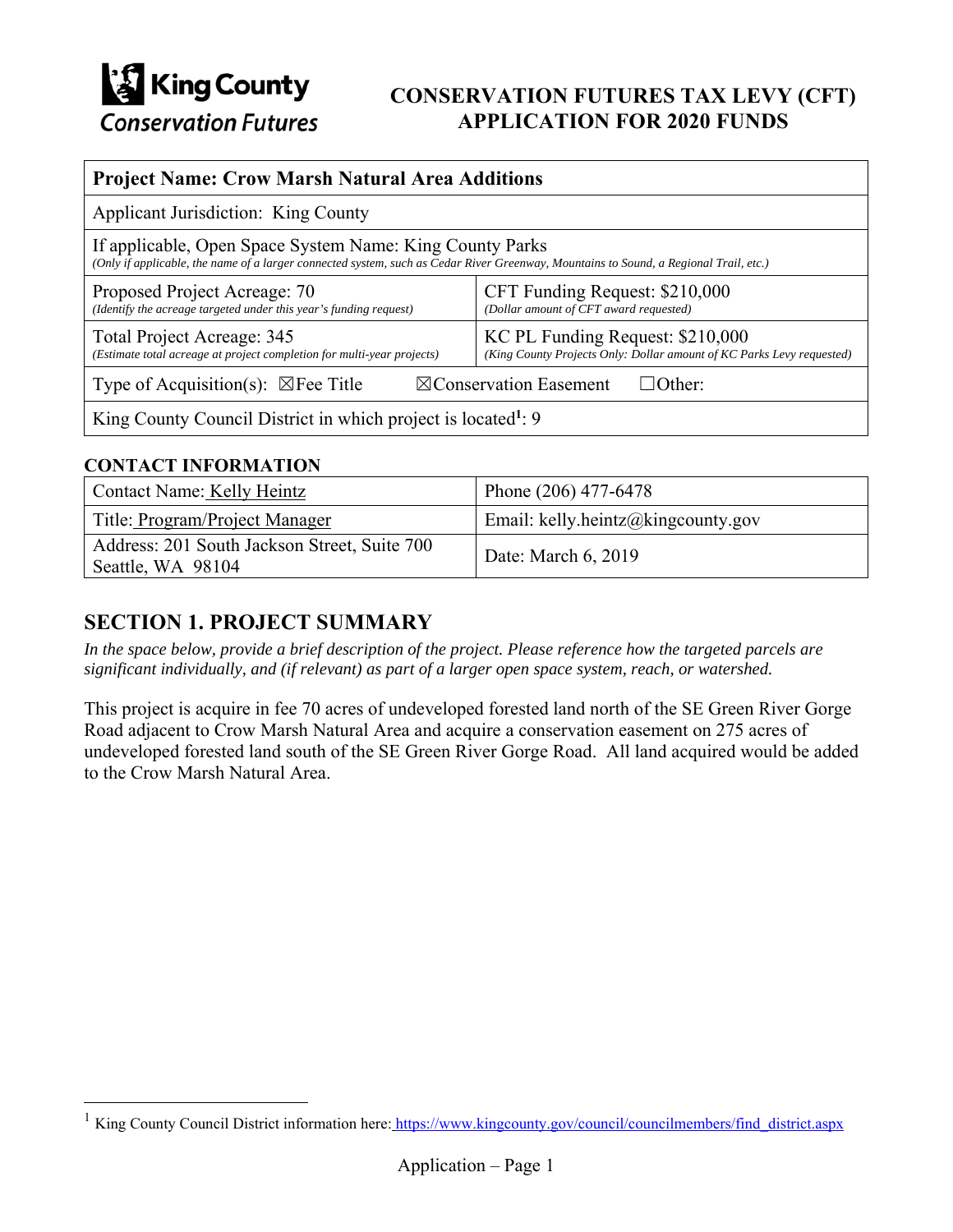King County Conservation Futures

# CONSERVATION FUTURES TAX LEVY (CFT) APPLICATION FOR 2020 FUNDS

| **Project Name: Crow Marsh Natural Area Additions** | |
|---|---|
| Applicant Jurisdiction: King County | |
| If applicable, Open Space System Name: King County Parks *(Only if applicable, the name of a larger connected system, such as Cedar River Greenway, Mountains to Sound, a Regional Trail, etc.)* | |
| Proposed Project Acreage: 70 *(Identify the acreage targeted under this year's funding request)* | CFT Funding Request: $210,000 *(Dollar amount of CFT award requested)* |
| Total Project Acreage: 345 *(Estimate total acreage at project completion for multi-year projects)* | KC PL Funding Request: $210,000 *(King County Projects Only: Dollar amount of KC Parks Levy requested)* |
| Type of Acquisition(s): ☒Fee Title ☒Conservation Easement ☐Other: | |
| King County Council District in which project is located[1]: 9 | |

### CONTACT INFORMATION

| Contact Name: Kelly Heintz | Phone (206) 477-6478 |
|---|---|
| Title: Program/Project Manager | Email: kelly.heintz@kingcounty.gov |
| Address: 201 South Jackson Street, Suite 700 Seattle, WA 98104 | Date: March 6, 2019 |

## SECTION 1. PROJECT SUMMARY

*In the space below, provide a brief description of the project. Please reference how the targeted parcels are significant individually, and (if relevant) as part of a larger open space system, reach, or watershed.*

This project is acquire in fee 70 acres of undeveloped forested land north of the SE Green River Gorge Road adjacent to Crow Marsh Natural Area and acquire a conservation easement on 275 acres of undeveloped forested land south of the SE Green River Gorge Road. All land acquired would be added to the Crow Marsh Natural Area.

[1] King County Council District information here: https://www.kingcounty.gov/council/councilmembers/find_district.aspx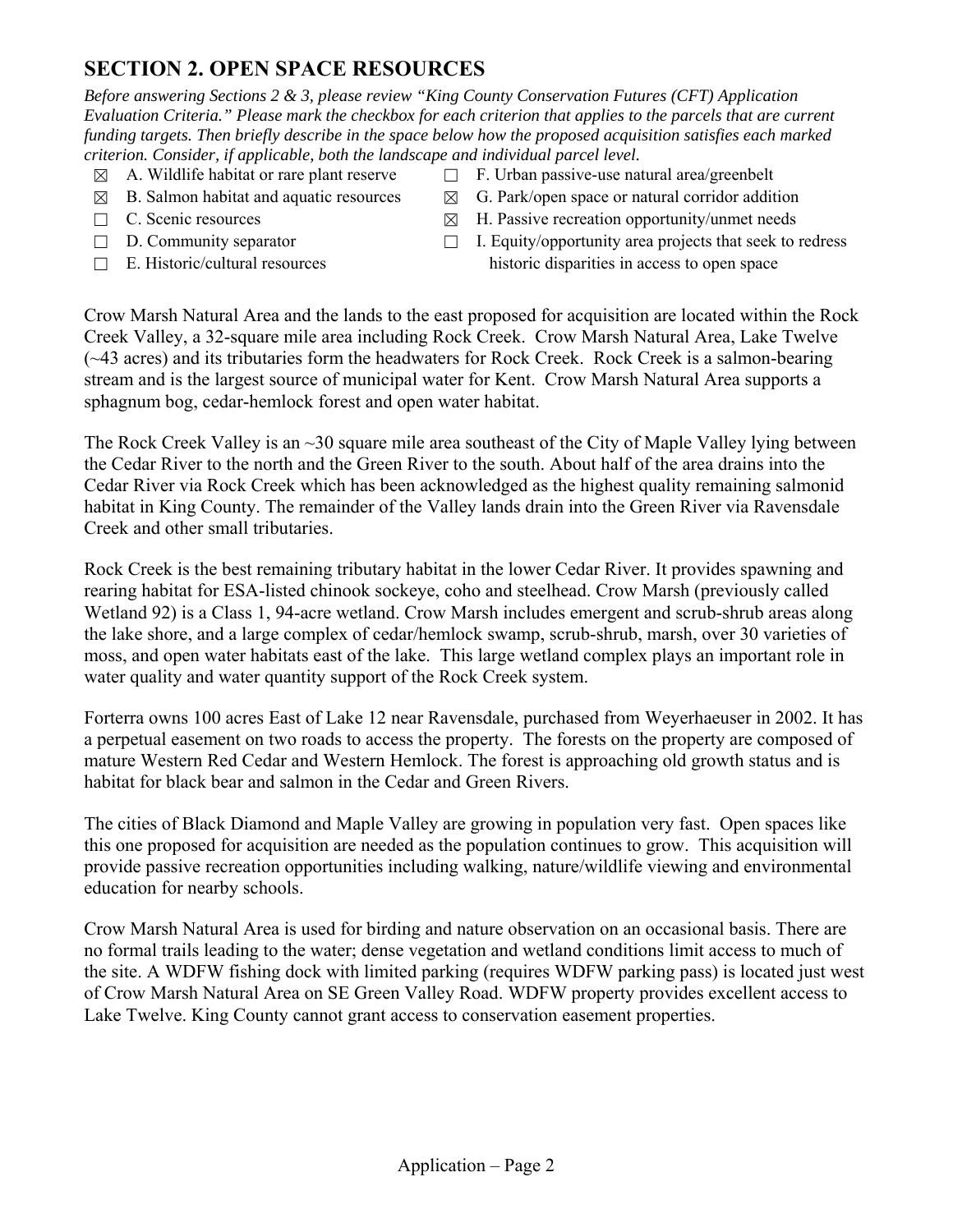## SECTION 2. OPEN SPACE RESOURCES

*Before answering Sections 2 & 3, please review "King County Conservation Futures (CFT) Application Evaluation Criteria." Please mark the checkbox for each criterion that applies to the parcels that are current funding targets. Then briefly describe in the space below how the proposed acquisition satisfies each marked criterion. Consider, if applicable, both the landscape and individual parcel level.*

- ☒ A. Wildlife habitat or rare plant reserve
- ☒ B. Salmon habitat and aquatic resources
- ☐ C. Scenic resources
- ☐ D. Community separator
- ☐ E. Historic/cultural resources
- ☐ F. Urban passive-use natural area/greenbelt
- ☒ G. Park/open space or natural corridor addition
- ☒ H. Passive recreation opportunity/unmet needs
- ☐ I. Equity/opportunity area projects that seek to redress historic disparities in access to open space

Crow Marsh Natural Area and the lands to the east proposed for acquisition are located within the Rock Creek Valley, a 32-square mile area including Rock Creek. Crow Marsh Natural Area, Lake Twelve (~43 acres) and its tributaries form the headwaters for Rock Creek. Rock Creek is a salmon-bearing stream and is the largest source of municipal water for Kent. Crow Marsh Natural Area supports a sphagnum bog, cedar-hemlock forest and open water habitat.

The Rock Creek Valley is an ~30 square mile area southeast of the City of Maple Valley lying between the Cedar River to the north and the Green River to the south. About half of the area drains into the Cedar River via Rock Creek which has been acknowledged as the highest quality remaining salmonid habitat in King County. The remainder of the Valley lands drain into the Green River via Ravensdale Creek and other small tributaries.

Rock Creek is the best remaining tributary habitat in the lower Cedar River. It provides spawning and rearing habitat for ESA-listed chinook sockeye, coho and steelhead. Crow Marsh (previously called Wetland 92) is a Class 1, 94-acre wetland. Crow Marsh includes emergent and scrub-shrub areas along the lake shore, and a large complex of cedar/hemlock swamp, scrub-shrub, marsh, over 30 varieties of moss, and open water habitats east of the lake. This large wetland complex plays an important role in water quality and water quantity support of the Rock Creek system.

Forterra owns 100 acres East of Lake 12 near Ravensdale, purchased from Weyerhaeuser in 2002. It has a perpetual easement on two roads to access the property. The forests on the property are composed of mature Western Red Cedar and Western Hemlock. The forest is approaching old growth status and is habitat for black bear and salmon in the Cedar and Green Rivers.

The cities of Black Diamond and Maple Valley are growing in population very fast. Open spaces like this one proposed for acquisition are needed as the population continues to grow. This acquisition will provide passive recreation opportunities including walking, nature/wildlife viewing and environmental education for nearby schools.

Crow Marsh Natural Area is used for birding and nature observation on an occasional basis. There are no formal trails leading to the water; dense vegetation and wetland conditions limit access to much of the site. A WDFW fishing dock with limited parking (requires WDFW parking pass) is located just west of Crow Marsh Natural Area on SE Green Valley Road. WDFW property provides excellent access to Lake Twelve. King County cannot grant access to conservation easement properties.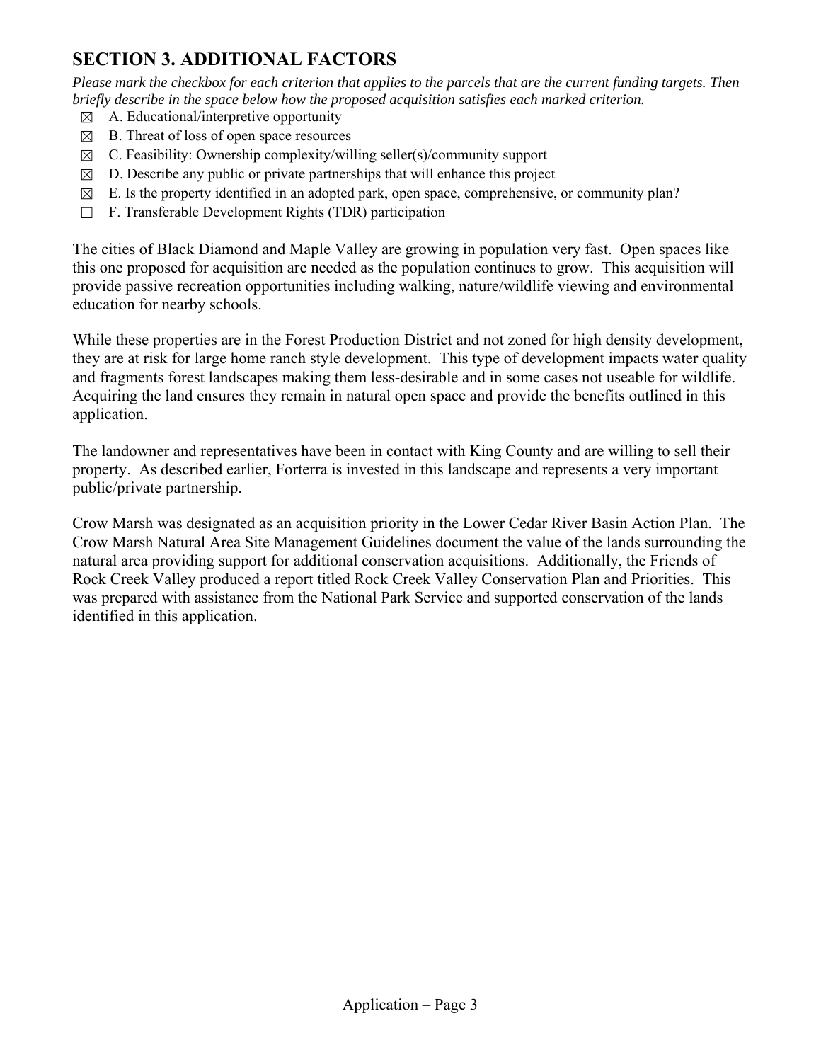## SECTION 3. ADDITIONAL FACTORS

*Please mark the checkbox for each criterion that applies to the parcels that are the current funding targets. Then briefly describe in the space below how the proposed acquisition satisfies each marked criterion.*

- ☒ A. Educational/interpretive opportunity
- ☒ B. Threat of loss of open space resources
- ☒ C. Feasibility: Ownership complexity/willing seller(s)/community support
- ☒ D. Describe any public or private partnerships that will enhance this project
- ☒ E. Is the property identified in an adopted park, open space, comprehensive, or community plan?
- ☐ F. Transferable Development Rights (TDR) participation

The cities of Black Diamond and Maple Valley are growing in population very fast. Open spaces like this one proposed for acquisition are needed as the population continues to grow. This acquisition will provide passive recreation opportunities including walking, nature/wildlife viewing and environmental education for nearby schools.

While these properties are in the Forest Production District and not zoned for high density development, they are at risk for large home ranch style development. This type of development impacts water quality and fragments forest landscapes making them less-desirable and in some cases not useable for wildlife. Acquiring the land ensures they remain in natural open space and provide the benefits outlined in this application.

The landowner and representatives have been in contact with King County and are willing to sell their property. As described earlier, Forterra is invested in this landscape and represents a very important public/private partnership.

Crow Marsh was designated as an acquisition priority in the Lower Cedar River Basin Action Plan. The Crow Marsh Natural Area Site Management Guidelines document the value of the lands surrounding the natural area providing support for additional conservation acquisitions. Additionally, the Friends of Rock Creek Valley produced a report titled Rock Creek Valley Conservation Plan and Priorities. This was prepared with assistance from the National Park Service and supported conservation of the lands identified in this application.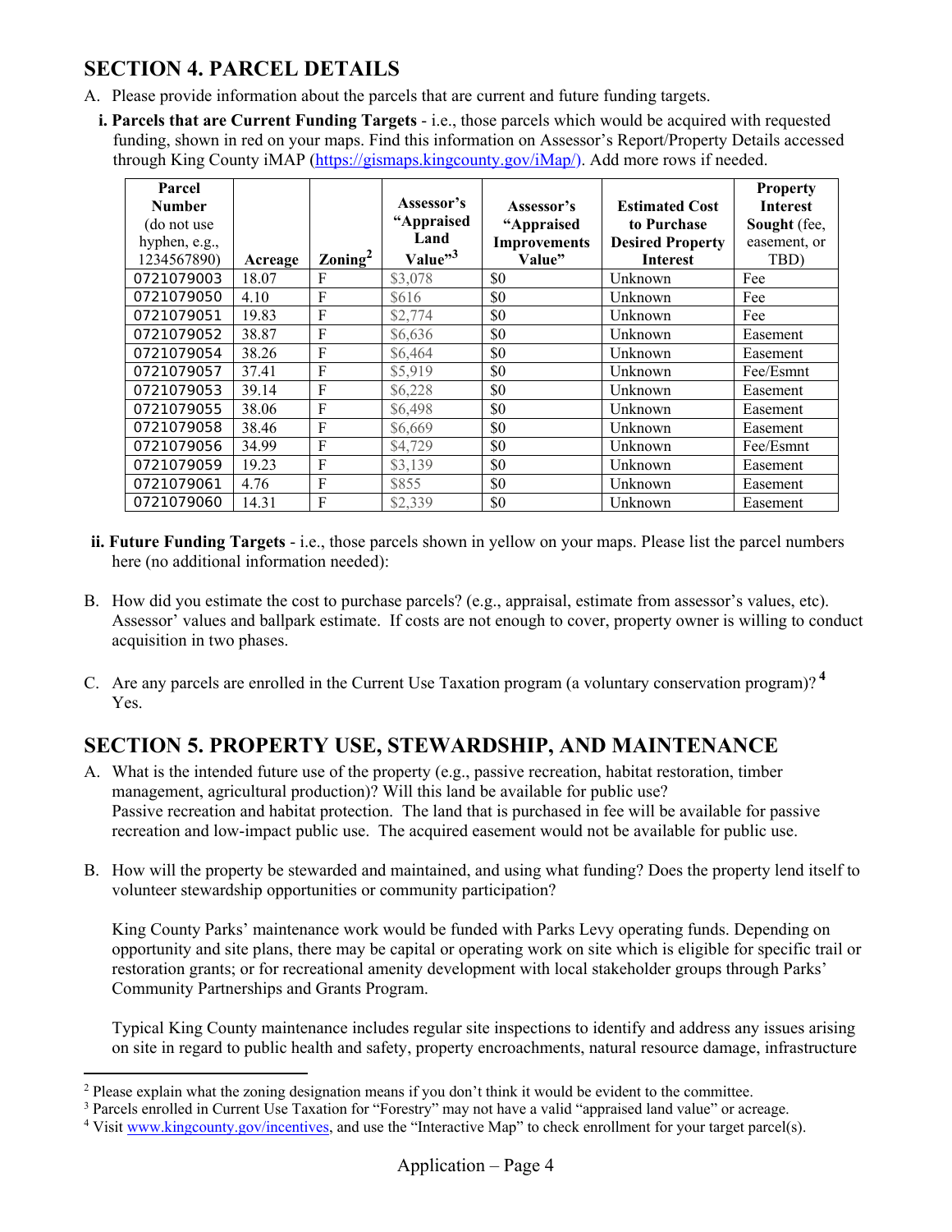## SECTION 4. PARCEL DETAILS

A. Please provide information about the parcels that are current and future funding targets.

**i. Parcels that are Current Funding Targets** - i.e., those parcels which would be acquired with requested funding, shown in red on your maps. Find this information on Assessor's Report/Property Details accessed through King County iMAP (https://gismaps.kingcounty.gov/iMap/). Add more rows if needed.

| Parcel Number (do not use hyphen, e.g., 1234567890) | Acreage | Zoning[2] | Assessor's "Appraised Land Value"[3] | Assessor's "Appraised Improvements Value" | Estimated Cost to Purchase Desired Property Interest | Property Interest Sought (fee, easement, or TBD) |
|---|---|---|---|---|---|---|
| 0721079003 | 18.07 | F | $3,078 | $0 | Unknown | Fee |
| 0721079050 | 4.10 | F | $616 | $0 | Unknown | Fee |
| 0721079051 | 19.83 | F | $2,774 | $0 | Unknown | Fee |
| 0721079052 | 38.87 | F | $6,636 | $0 | Unknown | Easement |
| 0721079054 | 38.26 | F | $6,464 | $0 | Unknown | Easement |
| 0721079057 | 37.41 | F | $5,919 | $0 | Unknown | Fee/Esmnt |
| 0721079053 | 39.14 | F | $6,228 | $0 | Unknown | Easement |
| 0721079055 | 38.06 | F | $6,498 | $0 | Unknown | Easement |
| 0721079058 | 38.46 | F | $6,669 | $0 | Unknown | Easement |
| 0721079056 | 34.99 | F | $4,729 | $0 | Unknown | Fee/Esmnt |
| 0721079059 | 19.23 | F | $3,139 | $0 | Unknown | Easement |
| 0721079061 | 4.76 | F | $855 | $0 | Unknown | Easement |
| 0721079060 | 14.31 | F | $2,339 | $0 | Unknown | Easement |

**ii. Future Funding Targets** - i.e., those parcels shown in yellow on your maps. Please list the parcel numbers here (no additional information needed):

B. How did you estimate the cost to purchase parcels? (e.g., appraisal, estimate from assessor's values, etc).
Assessor' values and ballpark estimate. If costs are not enough to cover, property owner is willing to conduct acquisition in two phases.

C. Are any parcels are enrolled in the Current Use Taxation program (a voluntary conservation program)?[4]
Yes.

## SECTION 5. PROPERTY USE, STEWARDSHIP, AND MAINTENANCE

A. What is the intended future use of the property (e.g., passive recreation, habitat restoration, timber management, agricultural production)? Will this land be available for public use?
Passive recreation and habitat protection. The land that is purchased in fee will be available for passive recreation and low-impact public use. The acquired easement would not be available for public use.

B. How will the property be stewarded and maintained, and using what funding? Does the property lend itself to volunteer stewardship opportunities or community participation?

King County Parks' maintenance work would be funded with Parks Levy operating funds. Depending on opportunity and site plans, there may be capital or operating work on site which is eligible for specific trail or restoration grants; or for recreational amenity development with local stakeholder groups through Parks' Community Partnerships and Grants Program.

Typical King County maintenance includes regular site inspections to identify and address any issues arising on site in regard to public health and safety, property encroachments, natural resource damage, infrastructure

---

[2] Please explain what the zoning designation means if you don't think it would be evident to the committee.

[3] Parcels enrolled in Current Use Taxation for "Forestry" may not have a valid "appraised land value" or acreage.

[4] Visit www.kingcounty.gov/incentives, and use the "Interactive Map" to check enrollment for your target parcel(s).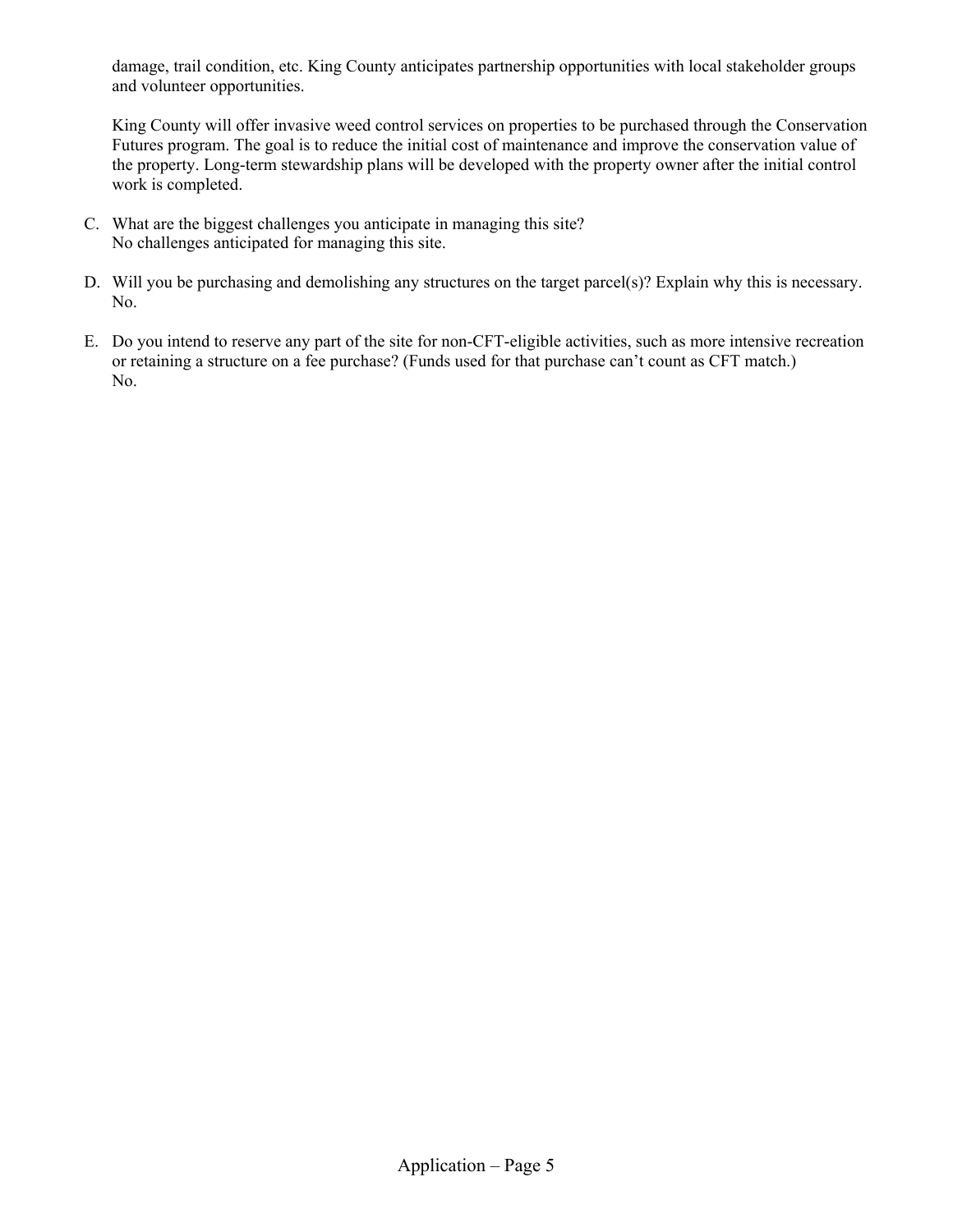damage, trail condition, etc. King County anticipates partnership opportunities with local stakeholder groups and volunteer opportunities.

King County will offer invasive weed control services on properties to be purchased through the Conservation Futures program. The goal is to reduce the initial cost of maintenance and improve the conservation value of the property. Long-term stewardship plans will be developed with the property owner after the initial control work is completed.

C. What are the biggest challenges you anticipate in managing this site?
   No challenges anticipated for managing this site.

D. Will you be purchasing and demolishing any structures on the target parcel(s)? Explain why this is necessary.
   No.

E. Do you intend to reserve any part of the site for non-CFT-eligible activities, such as more intensive recreation or retaining a structure on a fee purchase? (Funds used for that purchase can't count as CFT match.)
   No.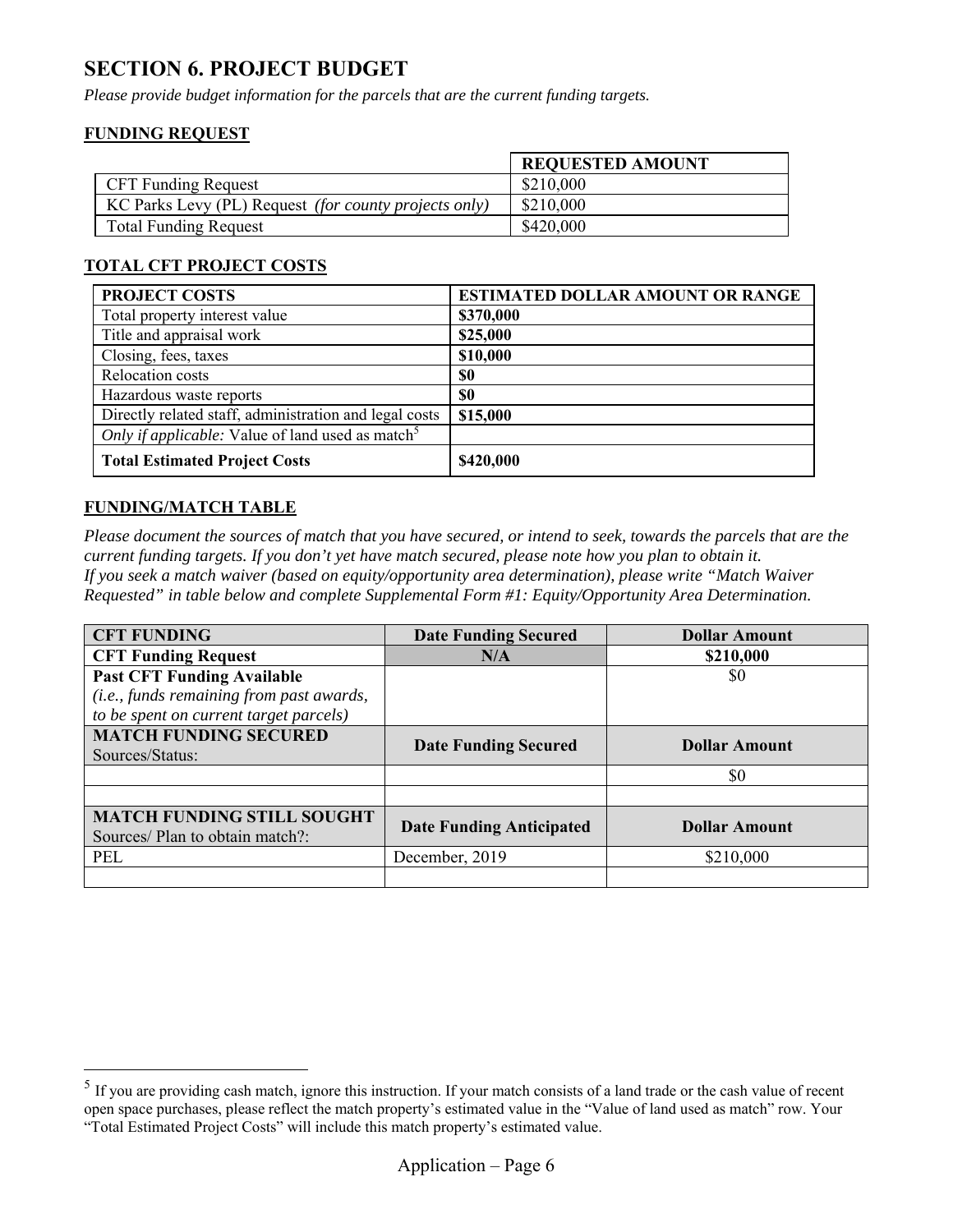## SECTION 6. PROJECT BUDGET

*Please provide budget information for the parcels that are the current funding targets.*

### FUNDING REQUEST

| | REQUESTED AMOUNT |
|---|---|
| CFT Funding Request | $210,000 |
| KC Parks Levy (PL) Request *(for county projects only)* | $210,000 |
| Total Funding Request | $420,000 |

### TOTAL CFT PROJECT COSTS

| PROJECT COSTS | ESTIMATED DOLLAR AMOUNT OR RANGE |
|---|---|
| Total property interest value | **$370,000** |
| Title and appraisal work | **$25,000** |
| Closing, fees, taxes | **$10,000** |
| Relocation costs | **$0** |
| Hazardous waste reports | **$0** |
| Directly related staff, administration and legal costs | **$15,000** |
| *Only if applicable:* Value of land used as match[5] | |
| **Total Estimated Project Costs** | **$420,000** |

### FUNDING/MATCH TABLE

*Please document the sources of match that you have secured, or intend to seek, towards the parcels that are the current funding targets. If you don't yet have match secured, please note how you plan to obtain it.*
*If you seek a match waiver (based on equity/opportunity area determination), please write "Match Waiver Requested" in table below and complete Supplemental Form #1: Equity/Opportunity Area Determination.*

| CFT FUNDING | Date Funding Secured | Dollar Amount |
|---|---|---|
| **CFT Funding Request** | **N/A** | **$210,000** |
| **Past CFT Funding Available** *(i.e., funds remaining from past awards, to be spent on current target parcels)* | | $0 |
| **MATCH FUNDING SECURED** Sources/Status: | **Date Funding Secured** | **Dollar Amount** |
| | | $0 |
| | | |
| **MATCH FUNDING STILL SOUGHT** Sources/ Plan to obtain match?: | **Date Funding Anticipated** | **Dollar Amount** |
| PEL | December, 2019 | $210,000 |
| | | |

[5] If you are providing cash match, ignore this instruction. If your match consists of a land trade or the cash value of recent open space purchases, please reflect the match property's estimated value in the "Value of land used as match" row. Your "Total Estimated Project Costs" will include this match property's estimated value.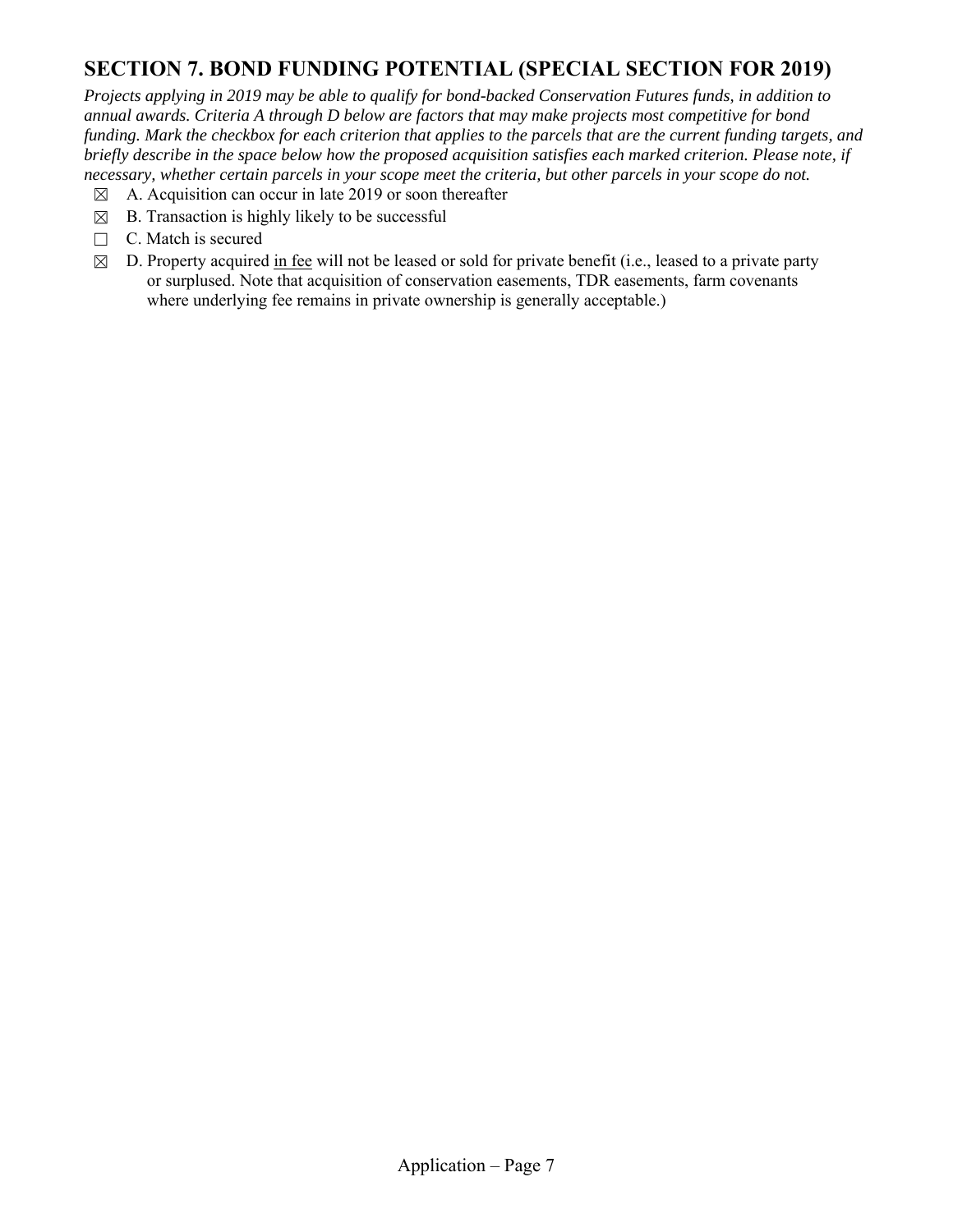## SECTION 7. BOND FUNDING POTENTIAL (SPECIAL SECTION FOR 2019)

*Projects applying in 2019 may be able to qualify for bond-backed Conservation Futures funds, in addition to annual awards. Criteria A through D below are factors that may make projects most competitive for bond funding. Mark the checkbox for each criterion that applies to the parcels that are the current funding targets, and briefly describe in the space below how the proposed acquisition satisfies each marked criterion. Please note, if necessary, whether certain parcels in your scope meet the criteria, but other parcels in your scope do not.*

- ☒ A. Acquisition can occur in late 2019 or soon thereafter
- ☒ B. Transaction is highly likely to be successful
- ☐ C. Match is secured
- ☒ D. Property acquired <u>in fee</u> will not be leased or sold for private benefit (i.e., leased to a private party or surplused. Note that acquisition of conservation easements, TDR easements, farm covenants where underlying fee remains in private ownership is generally acceptable.)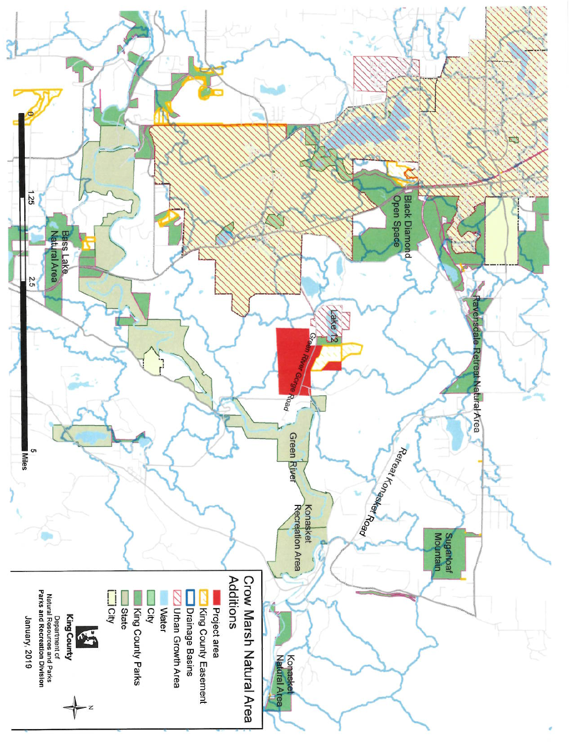# Crow Marsh Natural Area Additions

- Project area
- King County Easement
- Drainage Basins
- Urban Growth Area
- Water
- City
- King County Parks
- State
- City

King County
Department of Natural Resources and Parks
Parks and Recreation Division

January, 2019

0 1.25 2.5 5 Miles

Black Diamond Open Space

Ravensdale Retreat Natural Area

Lake 12

Green River Gorge Road

Retreat Kanasket Road

Sugarloaf Mountain

Bass Lake Natural Area

Green River

Kanasket Recreation Area

Kanasket Natural Area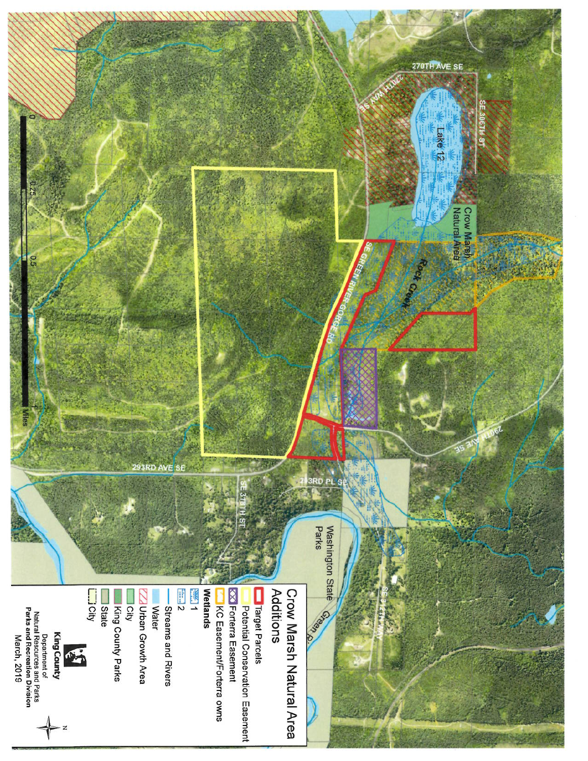# Crow Marsh Natural Area Additions

Target Parcels

Potential Conservation Easement

Forterra Easement

KC Easement/Forterra owns

**Wetlands**

1

2

Streams and Rivers

Water

Urban Growth Area

City

King County Parks

State

City

**King County**

Department of Natural Resources and Parks

**Parks and Recreation Division**

March, 2019

270TH AVE SE

SE 306TH ST

276TH WAY SE

Lake 12

Crow Marsh Natural Area

Rock Creek

SE GREEN RIVER GORGE RD

290TH AVE SE

293RD AVE SE

293RD PL SE

SE 317TH ST

Washington State Parks

Green R.

SE 312TH WAY

0 0.25 0.5 1 Miles

N